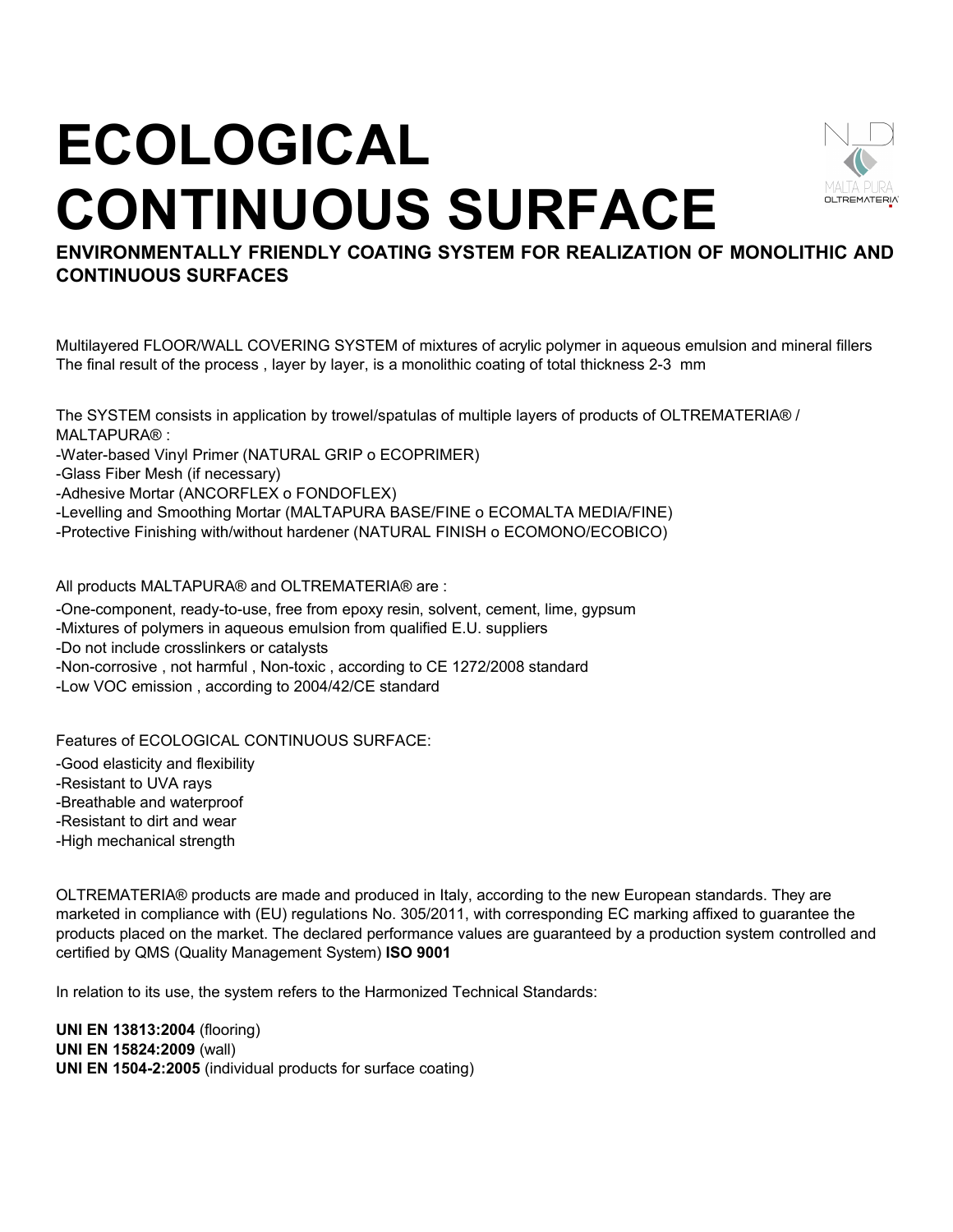# ECOLOGICAL CONTINUOUS SURFACE

**ENVIRONMENTALLY FRIENDLY COATING SYSTEM FOR REALIZATION OF MONOLITHIC AND CONTINUOUS SURFACES**

Multilayered FLOOR/WALL COVERING SYSTEM of mixtures of acrylic polymer in aqueous emulsion and mineral fillers
The final result of the process , layer by layer, is a monolithic coating of total thickness 2-3 mm

The SYSTEM consists in application by trowel/spatulas of multiple layers of products of OLTREMATERIA® / MALTAPURA® :

- -Water-based Vinyl Primer (NATURAL GRIP o ECOPRIMER)
- -Glass Fiber Mesh (if necessary)
- -Adhesive Mortar (ANCORFLEX o FONDOFLEX)
- -Levelling and Smoothing Mortar (MALTAPURA BASE/FINE o ECOMALTA MEDIA/FINE)
- -Protective Finishing with/without hardener (NATURAL FINISH o ECOMONO/ECOBICO)

All products MALTAPURA® and OLTREMATERIA® are :

- -One-component, ready-to-use, free from epoxy resin, solvent, cement, lime, gypsum
- -Mixtures of polymers in aqueous emulsion from qualified E.U. suppliers
- -Do not include crosslinkers or catalysts
- -Non-corrosive , not harmful , Non-toxic , according to CE 1272/2008 standard
- -Low VOC emission , according to 2004/42/CE standard

Features of ECOLOGICAL CONTINUOUS SURFACE:

- -Good elasticity and flexibility
- -Resistant to UVA rays
- -Breathable and waterproof
- -Resistant to dirt and wear
- -High mechanical strength

OLTREMATERIA® products are made and produced in Italy, according to the new European standards. They are marketed in compliance with (EU) regulations No. 305/2011, with corresponding EC marking affixed to guarantee the products placed on the market. The declared performance values are guaranteed by a production system controlled and certified by QMS (Quality Management System) **ISO 9001**

In relation to its use, the system refers to the Harmonized Technical Standards:

**UNI EN 13813:2004** (flooring)
**UNI EN 15824:2009** (wall)
**UNI EN 1504-2:2005** (individual products for surface coating)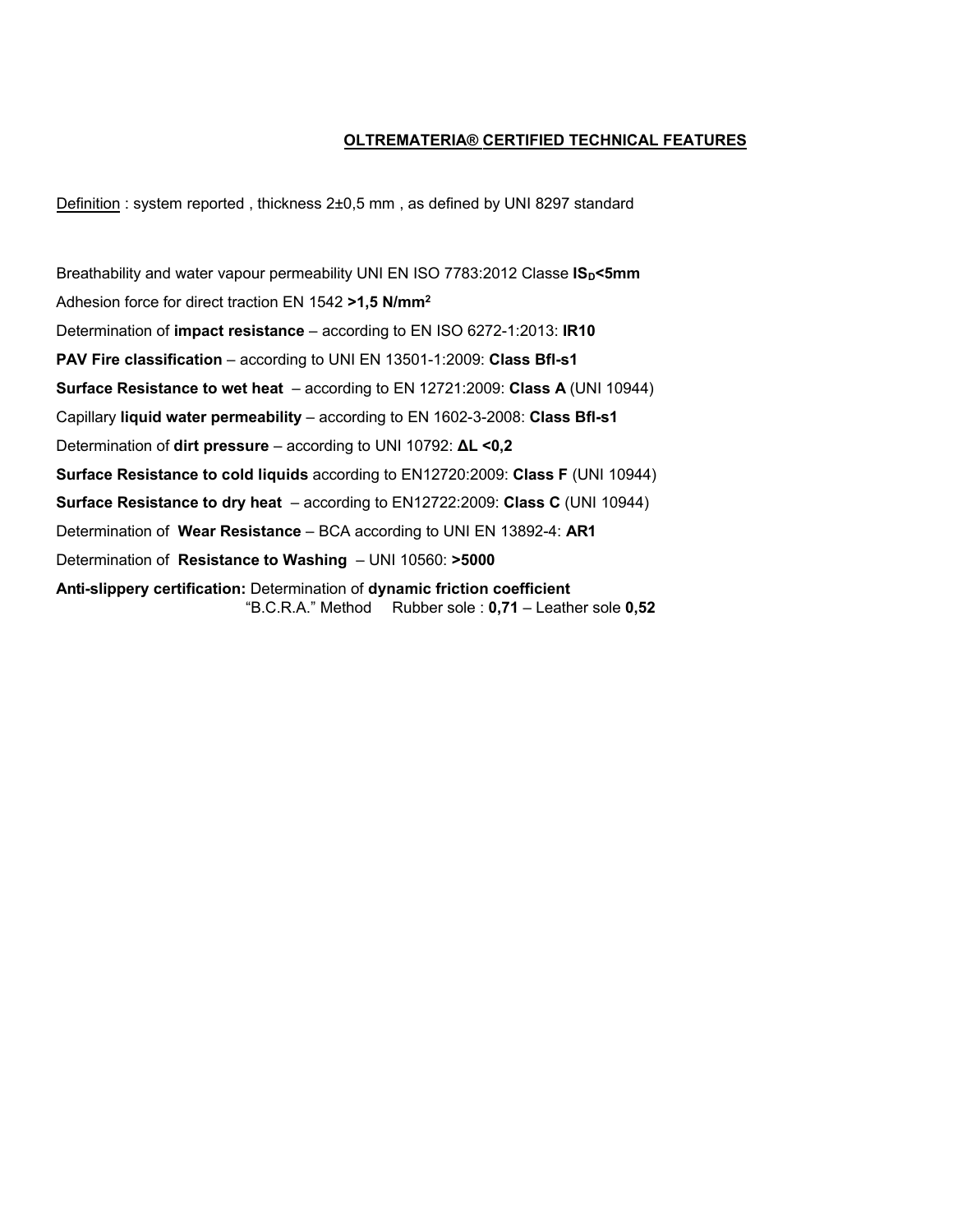**OLTREMATERIA® CERTIFIED TECHNICAL FEATURES**

Definition : system reported , thickness 2±0,5 mm , as defined by UNI 8297 standard

Breathability and water vapour permeability UNI EN ISO 7783:2012 Classe **$IS_D$<5mm**

Adhesion force for direct traction EN 1542 **>1,5 N/mm$^2$**

Determination of **impact resistance** – according to EN ISO 6272-1:2013: **IR10**

**PAV Fire classification** – according to UNI EN 13501-1:2009: **Class Bfl-s1**

**Surface Resistance to wet heat** – according to EN 12721:2009: **Class A** (UNI 10944)

Capillary **liquid water permeability** – according to EN 1602-3-2008: **Class Bfl-s1**

Determination of **dirt pressure** – according to UNI 10792: **ΔL <0,2**

**Surface Resistance to cold liquids** according to EN12720:2009: **Class F** (UNI 10944)

**Surface Resistance to dry heat** – according to EN12722:2009: **Class C** (UNI 10944)

Determination of **Wear Resistance** – BCA according to UNI EN 13892-4: **AR1**

Determination of **Resistance to Washing** – UNI 10560: **>5000**

**Anti-slippery certification:** Determination of **dynamic friction coefficient**
"B.C.R.A." Method Rubber sole : **0,71** – Leather sole **0,52**